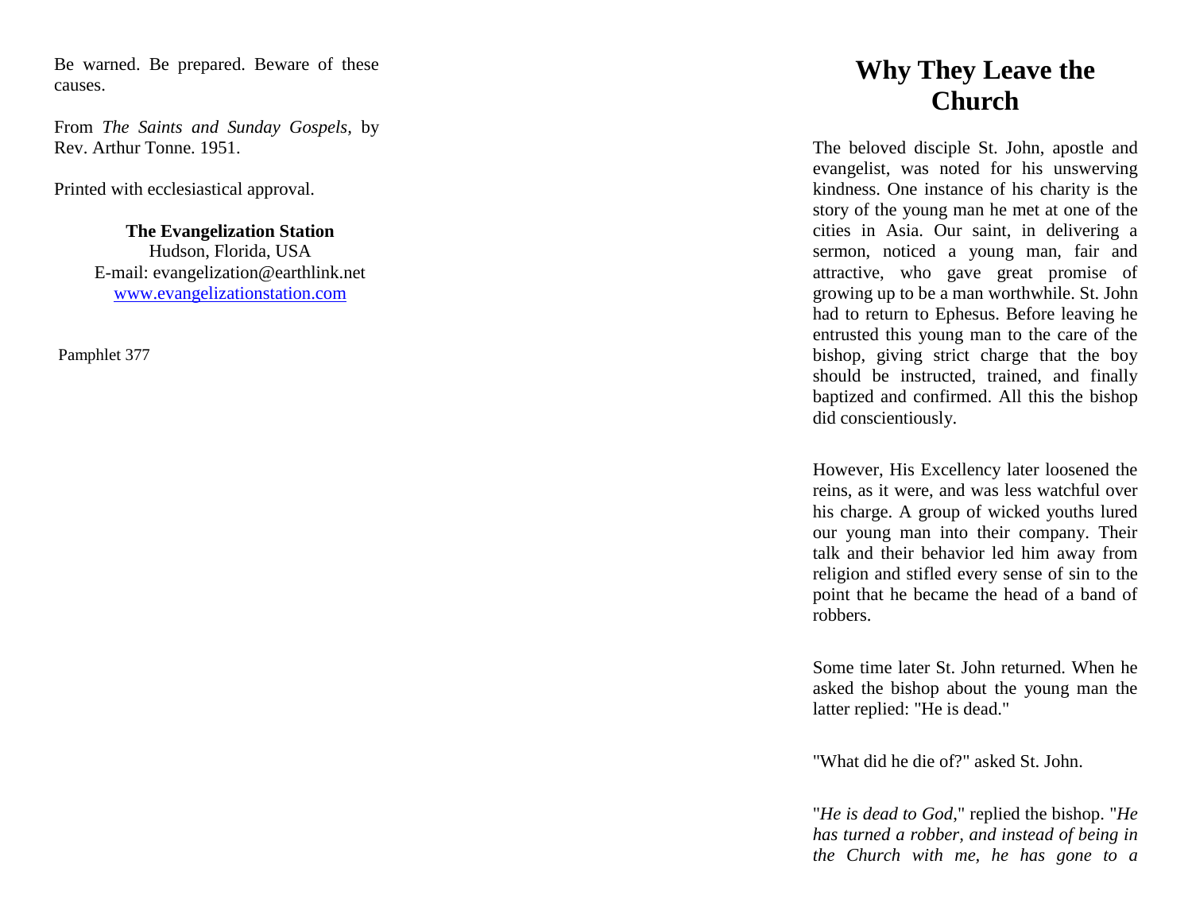Be warned. Be prepared. Beware of these causes.

From *The Saints and Sunday Gospels,* by Rev. Arthur Tonne. 1951.

Printed with ecclesiastical approval.

**The Evangelization Station**
Hudson, Florida, USA
E-mail: evangelization@earthlink.net
www.evangelizationstation.com

Pamphlet 377

# Why They Leave the Church

The beloved disciple St. John, apostle and evangelist, was noted for his unswerving kindness. One instance of his charity is the story of the young man he met at one of the cities in Asia. Our saint, in delivering a sermon, noticed a young man, fair and attractive, who gave great promise of growing up to be a man worthwhile. St. John had to return to Ephesus. Before leaving he entrusted this young man to the care of the bishop, giving strict charge that the boy should be instructed, trained, and finally baptized and confirmed. All this the bishop did conscientiously.

However, His Excellency later loosened the reins, as it were, and was less watchful over his charge. A group of wicked youths lured our young man into their company. Their talk and their behavior led him away from religion and stifled every sense of sin to the point that he became the head of a band of robbers.

Some time later St. John returned. When he asked the bishop about the young man the latter replied: "He is dead."

"What did he die of?" asked St. John.

"*He is dead to God,*" replied the bishop. "*He has turned a robber, and instead of being in the Church with me, he has gone to a*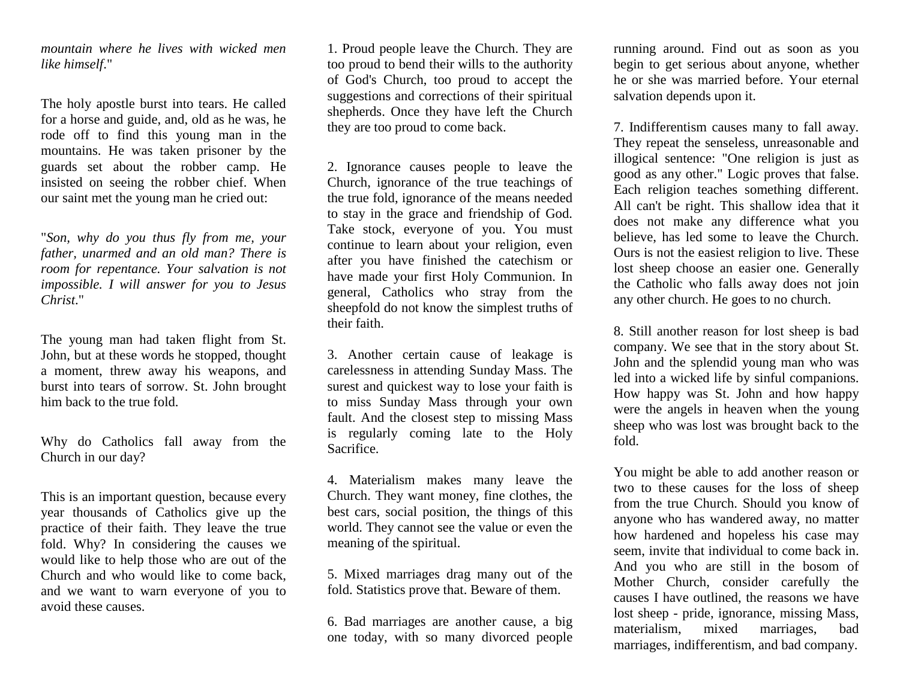*mountain where he lives with wicked men like himself*."

The holy apostle burst into tears. He called for a horse and guide, and, old as he was, he rode off to find this young man in the mountains. He was taken prisoner by the guards set about the robber camp. He insisted on seeing the robber chief. When our saint met the young man he cried out:

"*Son, why do you thus fly from me, your father, unarmed and an old man? There is room for repentance. Your salvation is not impossible. I will answer for you to Jesus Christ*."

The young man had taken flight from St. John, but at these words he stopped, thought a moment, threw away his weapons, and burst into tears of sorrow. St. John brought him back to the true fold.

Why do Catholics fall away from the Church in our day?

This is an important question, because every year thousands of Catholics give up the practice of their faith. They leave the true fold. Why? In considering the causes we would like to help those who are out of the Church and who would like to come back, and we want to warn everyone of you to avoid these causes.

1. Proud people leave the Church. They are too proud to bend their wills to the authority of God's Church, too proud to accept the suggestions and corrections of their spiritual shepherds. Once they have left the Church they are too proud to come back.

2. Ignorance causes people to leave the Church, ignorance of the true teachings of the true fold, ignorance of the means needed to stay in the grace and friendship of God. Take stock, everyone of you. You must continue to learn about your religion, even after you have finished the catechism or have made your first Holy Communion. In general, Catholics who stray from the sheepfold do not know the simplest truths of their faith.

3. Another certain cause of leakage is carelessness in attending Sunday Mass. The surest and quickest way to lose your faith is to miss Sunday Mass through your own fault. And the closest step to missing Mass is regularly coming late to the Holy Sacrifice.

4. Materialism makes many leave the Church. They want money, fine clothes, the best cars, social position, the things of this world. They cannot see the value or even the meaning of the spiritual.

5. Mixed marriages drag many out of the fold. Statistics prove that. Beware of them.

6. Bad marriages are another cause, a big one today, with so many divorced people running around. Find out as soon as you begin to get serious about anyone, whether he or she was married before. Your eternal salvation depends upon it.

7. Indifferentism causes many to fall away. They repeat the senseless, unreasonable and illogical sentence: "One religion is just as good as any other." Logic proves that false. Each religion teaches something different. All can't be right. This shallow idea that it does not make any difference what you believe, has led some to leave the Church. Ours is not the easiest religion to live. These lost sheep choose an easier one. Generally the Catholic who falls away does not join any other church. He goes to no church.

8. Still another reason for lost sheep is bad company. We see that in the story about St. John and the splendid young man who was led into a wicked life by sinful companions. How happy was St. John and how happy were the angels in heaven when the young sheep who was lost was brought back to the fold.

You might be able to add another reason or two to these causes for the loss of sheep from the true Church. Should you know of anyone who has wandered away, no matter how hardened and hopeless his case may seem, invite that individual to come back in. And you who are still in the bosom of Mother Church, consider carefully the causes I have outlined, the reasons we have lost sheep - pride, ignorance, missing Mass, materialism, mixed marriages, bad marriages, indifferentism, and bad company.